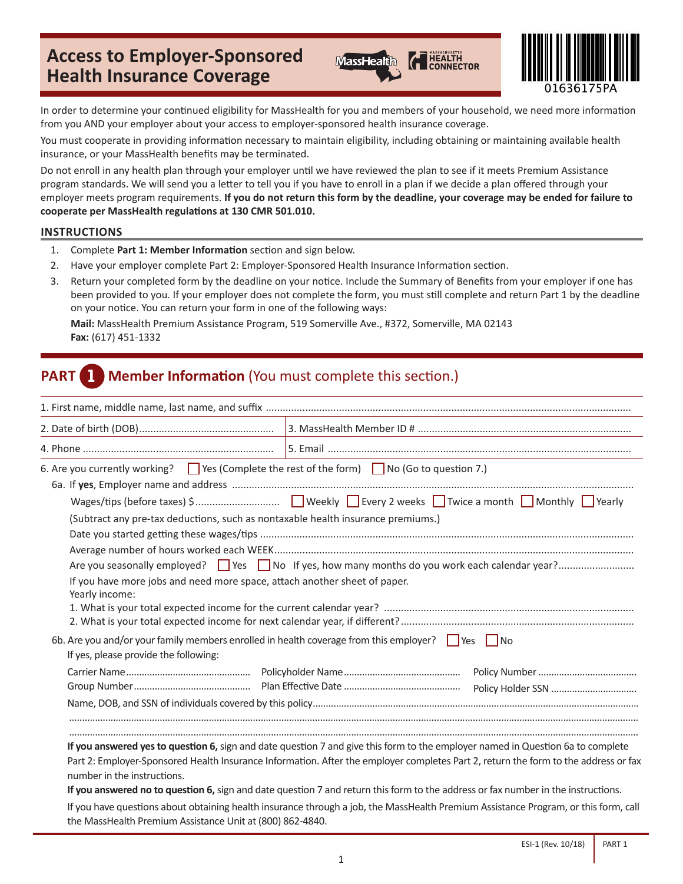# Access to Employer-Sponsored Health Insurance Coverage

01636175PA

In order to determine your continued eligibility for MassHealth for you and members of your household, we need more information from you AND your employer about your access to employer-sponsored health insurance coverage.

You must cooperate in providing information necessary to maintain eligibility, including obtaining or maintaining available health insurance, or your MassHealth benefits may be terminated.

Do not enroll in any health plan through your employer until we have reviewed the plan to see if it meets Premium Assistance program standards. We will send you a letter to tell you if you have to enroll in a plan if we decide a plan offered through your employer meets program requirements. **If you do not return this form by the deadline, your coverage may be ended for failure to cooperate per MassHealth regulations at 130 CMR 501.010.**

## INSTRUCTIONS

1. Complete **Part 1: Member Information** section and sign below.
2. Have your employer complete Part 2: Employer-Sponsored Health Insurance Information section.
3. Return your completed form by the deadline on your notice. Include the Summary of Benefits from your employer if one has been provided to you. If your employer does not complete the form, you must still complete and return Part 1 by the deadline on your notice. You can return your form in one of the following ways:

   **Mail:** MassHealth Premium Assistance Program, 519 Somerville Ave., #372, Somerville, MA 02143
   **Fax:** (617) 451-1332

## PART 1 Member Information (You must complete this section.)

1. First name, middle name, last name, and suffix ................................................................

2. Date of birth (DOB) ................................................
3. MassHealth Member ID # ................................................

4. Phone ................................................
5. Email ................................................

6. Are you currently working? ☐ Yes (Complete the rest of the form) ☐ No (Go to question 7.)

   6a. If **yes**, Employer name and address ................................................................

   Wages/tips (before taxes) $............................ ☐ Weekly ☐ Every 2 weeks ☐ Twice a month ☐ Monthly ☐ Yearly

   (Subtract any pre-tax deductions, such as nontaxable health insurance premiums.)

   Date you started getting these wages/tips ................................................................

   Average number of hours worked each WEEK ................................................................

   Are you seasonally employed? ☐ Yes ☐ No If yes, how many months do you work each calendar year? ..........................

   If you have more jobs and need more space, attach another sheet of paper.

   Yearly income:
   1. What is your total expected income for the current calendar year? ................................................
   2. What is your total expected income for next calendar year, if different? ................................................

   6b. Are you and/or your family members enrolled in health coverage from this employer? ☐ Yes ☐ No

   If yes, please provide the following:

   Carrier Name ............................................ Policyholder Name ............................................ Policy Number ....................................
   Group Number ............................................ Plan Effective Date ............................................ Policy Holder SSN ....................................

   Name, DOB, and SSN of individuals covered by this policy ................................................................

   ................................................................................................................................

   ................................................................................................................................

   **If you answered yes to question 6,** sign and date question 7 and give this form to the employer named in Question 6a to complete Part 2: Employer-Sponsored Health Insurance Information. After the employer completes Part 2, return the form to the address or fax number in the instructions.

   **If you answered no to question 6,** sign and date question 7 and return this form to the address or fax number in the instructions.

   If you have questions about obtaining health insurance through a job, the MassHealth Premium Assistance Program, or this form, call the MassHealth Premium Assistance Unit at (800) 862-4840.

ESI-1 (Rev. 10/18) PART 1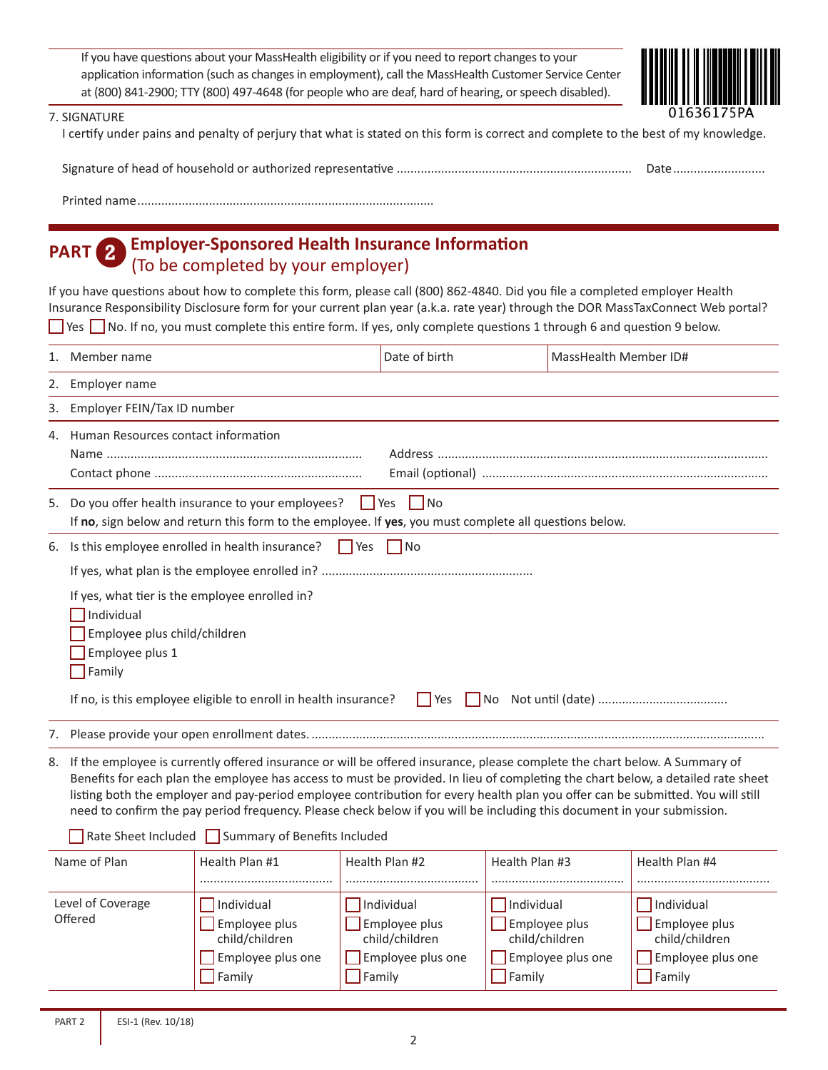If you have questions about your MassHealth eligibility or if you need to report changes to your application information (such as changes in employment), call the MassHealth Customer Service Center at (800) 841-2900; TTY (800) 497-4648 (for people who are deaf, hard of hearing, or speech disabled).

01636175PA

7. SIGNATURE

I certify under pains and penalty of perjury that what is stated on this form is correct and complete to the best of my knowledge.

Signature of head of household or authorized representative ........................................................ Date ..........................

Printed name ..........................................................................................

# PART 2 Employer-Sponsored Health Insurance Information (To be completed by your employer)

If you have questions about how to complete this form, please call (800) 862-4840. Did you file a completed employer Health Insurance Responsibility Disclosure form for your current plan year (a.k.a. rate year) through the DOR MassTaxConnect Web portal?

☐ Yes ☐ No. If no, you must complete this entire form. If yes, only complete questions 1 through 6 and question 9 below.

1. Member name | Date of birth | MassHealth Member ID#

2. Employer name

3. Employer FEIN/Tax ID number

4. Human Resources contact information

   Name .......................................................................... Address ..........................................................................................

   Contact phone ............................................................ Email (optional) ...........................................................................

5. Do you offer health insurance to your employees? ☐ Yes ☐ No

   If **no**, sign below and return this form to the employee. If **yes**, you must complete all questions below.

6. Is this employee enrolled in health insurance? ☐ Yes ☐ No

   If yes, what plan is the employee enrolled in? .............................................................

   If yes, what tier is the employee enrolled in?

   ☐ Individual
   ☐ Employee plus child/children
   ☐ Employee plus 1
   ☐ Family

   If no, is this employee eligible to enroll in health insurance? ☐ Yes ☐ No Not until (date) ......................................

7. Please provide your open enrollment dates. ...............................................................................................................................

8. If the employee is currently offered insurance or will be offered insurance, please complete the chart below. A Summary of Benefits for each plan the employee has access to must be provided. In lieu of completing the chart below, a detailed rate sheet listing both the employer and pay-period employee contribution for every health plan you offer can be submitted. You will still need to confirm the pay period frequency. Please check below if you will be including this document in your submission.

   ☐ Rate Sheet Included ☐ Summary of Benefits Included

| Name of Plan | Health Plan #1 ..................... | Health Plan #2 ..................... | Health Plan #3 ..................... | Health Plan #4 ..................... |
|---|---|---|---|---|
| Level of Coverage Offered | ☐ Individual<br>☐ Employee plus child/children<br>☐ Employee plus one<br>☐ Family | ☐ Individual<br>☐ Employee plus child/children<br>☐ Employee plus one<br>☐ Family | ☐ Individual<br>☐ Employee plus child/children<br>☐ Employee plus one<br>☐ Family | ☐ Individual<br>☐ Employee plus child/children<br>☐ Employee plus one<br>☐ Family |

PART 2 | ESI-1 (Rev. 10/18)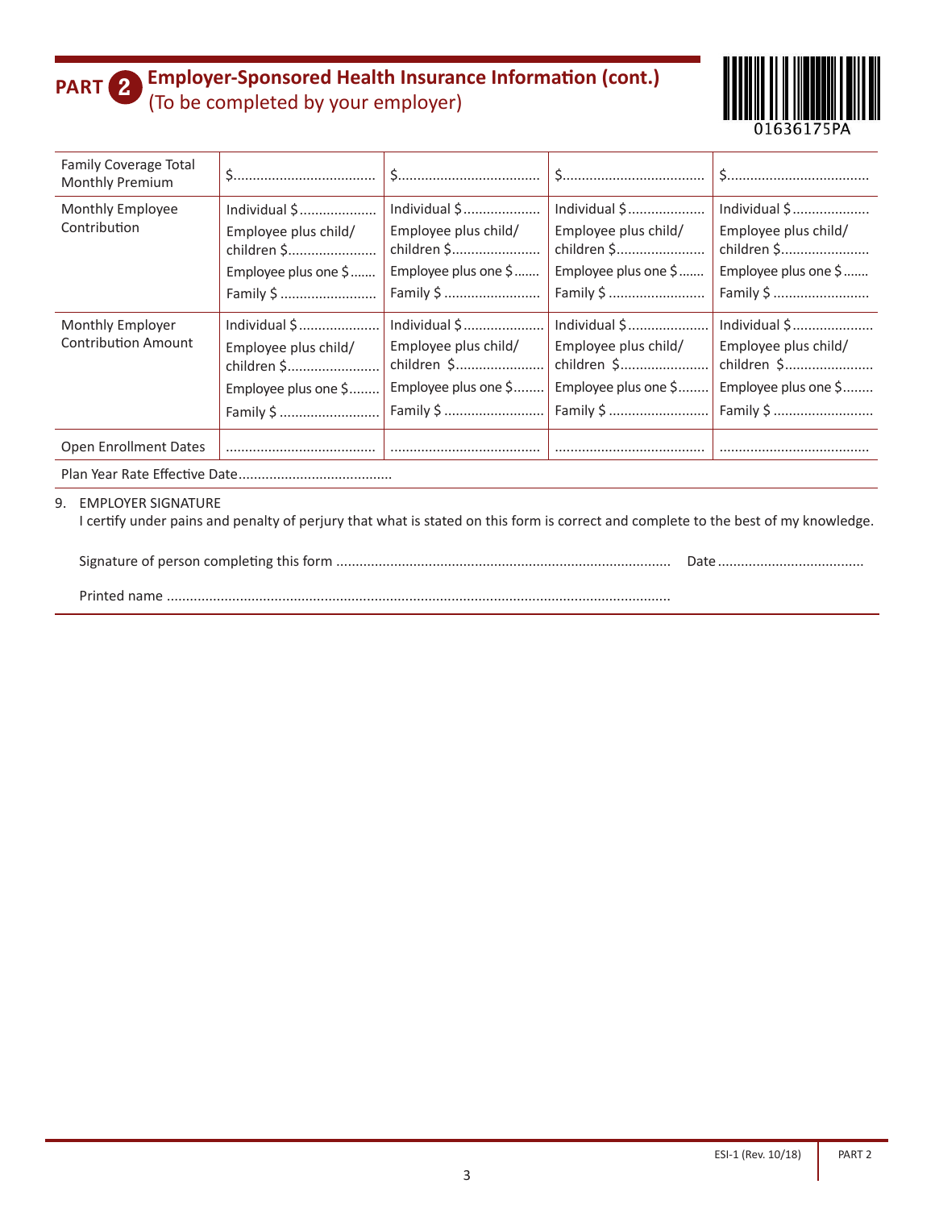# PART 2 Employer-Sponsored Health Insurance Information (cont.)

(To be completed by your employer)

01636175PA

| | | | | |
|---|---|---|---|---|
| Family Coverage Total Monthly Premium | $.................................... | $.................................... | $.................................... | $.................................... |
| Monthly Employee Contribution | Individual $.................... Employee plus child/ children $....................... Employee plus one $....... Family $ ......................... | Individual $.................... Employee plus child/ children $....................... Employee plus one $....... Family $ ......................... | Individual $.................... Employee plus child/ children $....................... Employee plus one $....... Family $ ......................... | Individual $.................... Employee plus child/ children $....................... Employee plus one $....... Family $ ......................... |
| Monthly Employer Contribution Amount | Individual $..................... Employee plus child/ children $........................ Employee plus one $........ Family $ .......................... | Individual $..................... Employee plus child/ children $....................... Employee plus one $........ Family $ .......................... | Individual $..................... Employee plus child/ children $....................... Employee plus one $........ Family $ .......................... | Individual $..................... Employee plus child/ children $....................... Employee plus one $........ Family $ .......................... |
| Open Enrollment Dates | ....................................... | ....................................... | ....................................... | ....................................... |

Plan Year Rate Effective Date........................................

9. EMPLOYER SIGNATURE

I certify under pains and penalty of perjury that what is stated on this form is correct and complete to the best of my knowledge.

Signature of person completing this form ...................................................................................... Date ......................................

Printed name .................................................................................................................................

ESI-1 (Rev. 10/18) PART 2